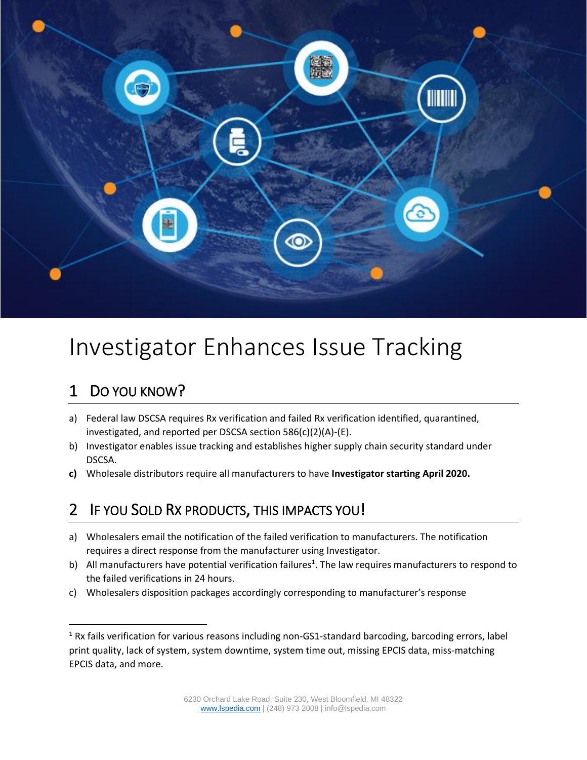# Investigator Enhances Issue Tracking

## 1 Do you know?

a) Federal law DSCSA requires Rx verification and failed Rx verification identified, quarantined, investigated, and reported per DSCSA section 586(c)(2)(A)-(E).

b) Investigator enables issue tracking and establishes higher supply chain security standard under DSCSA.

**c)** Wholesale distributors require all manufacturers to have **Investigator starting April 2020.**

## 2 If you sold Rx products, this impacts you!

a) Wholesalers email the notification of the failed verification to manufacturers. The notification requires a direct response from the manufacturer using Investigator.

b) All manufacturers have potential verification failures[1]. The law requires manufacturers to respond to the failed verifications in 24 hours.

c) Wholesalers disposition packages accordingly corresponding to manufacturer's response

---

[1] Rx fails verification for various reasons including non-GS1-standard barcoding, barcoding errors, label print quality, lack of system, system downtime, system time out, missing EPCIS data, miss-matching EPCIS data, and more.

6230 Orchard Lake Road, Suite 230, West Bloomfield, MI 48322
www.lspedia.com | (248) 973 2008 | info@lspedia.com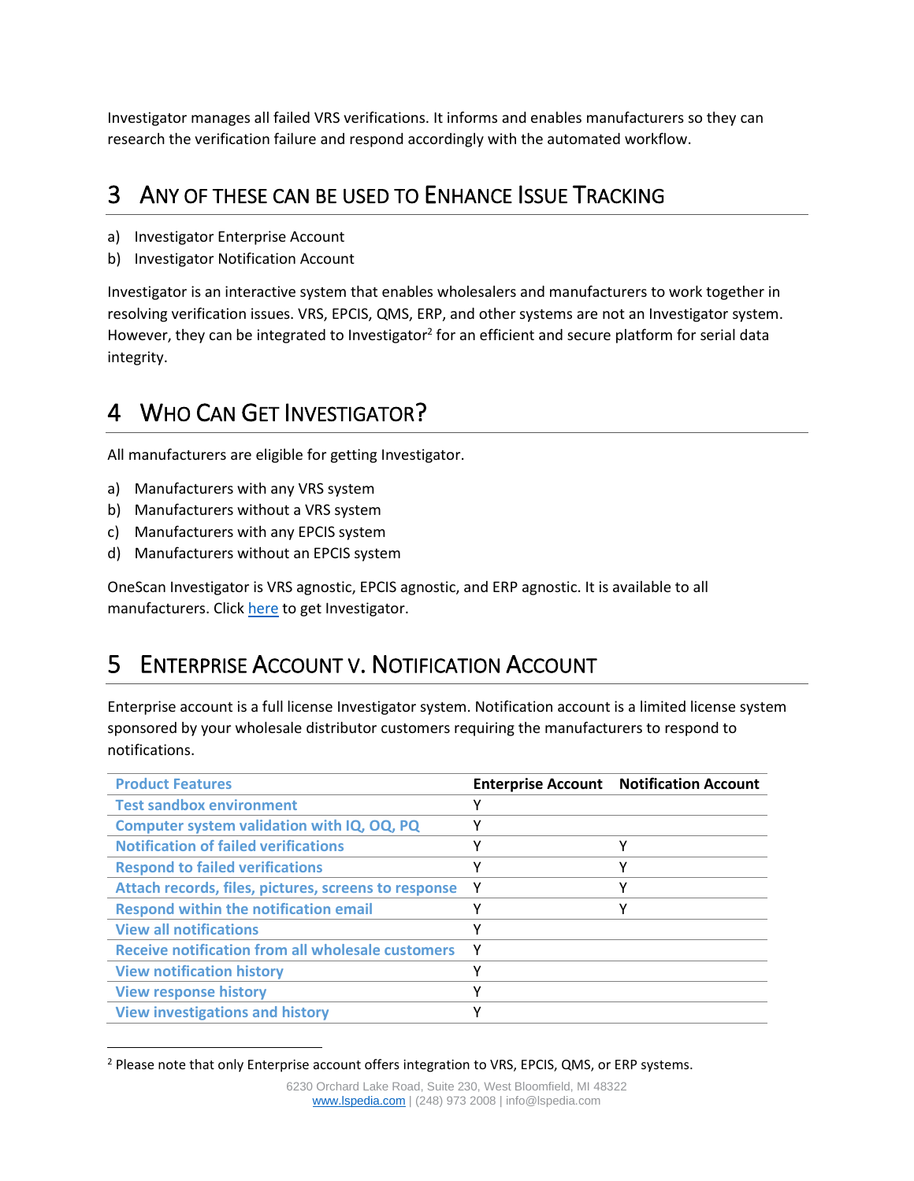Investigator manages all failed VRS verifications. It informs and enables manufacturers so they can research the verification failure and respond accordingly with the automated workflow.

# 3 Any of These Can Be Used to Enhance Issue Tracking

a) Investigator Enterprise Account
b) Investigator Notification Account

Investigator is an interactive system that enables wholesalers and manufacturers to work together in resolving verification issues. VRS, EPCIS, QMS, ERP, and other systems are not an Investigator system. However, they can be integrated to Investigator[2] for an efficient and secure platform for serial data integrity.

# 4 Who Can Get Investigator?

All manufacturers are eligible for getting Investigator.

a) Manufacturers with any VRS system
b) Manufacturers without a VRS system
c) Manufacturers with any EPCIS system
d) Manufacturers without an EPCIS system

OneScan Investigator is VRS agnostic, EPCIS agnostic, and ERP agnostic. It is available to all manufacturers. Click here to get Investigator.

# 5 Enterprise Account v. Notification Account

Enterprise account is a full license Investigator system. Notification account is a limited license system sponsored by your wholesale distributor customers requiring the manufacturers to respond to notifications.

| Product Features | Enterprise Account | Notification Account |
|---|---|---|
| Test sandbox environment | Y | |
| Computer system validation with IQ, OQ, PQ | Y | |
| Notification of failed verifications | Y | Y |
| Respond to failed verifications | Y | Y |
| Attach records, files, pictures, screens to response | Y | Y |
| Respond within the notification email | Y | Y |
| View all notifications | Y | |
| Receive notification from all wholesale customers | Y | |
| View notification history | Y | |
| View response history | Y | |
| View investigations and history | Y | |

[2] Please note that only Enterprise account offers integration to VRS, EPCIS, QMS, or ERP systems.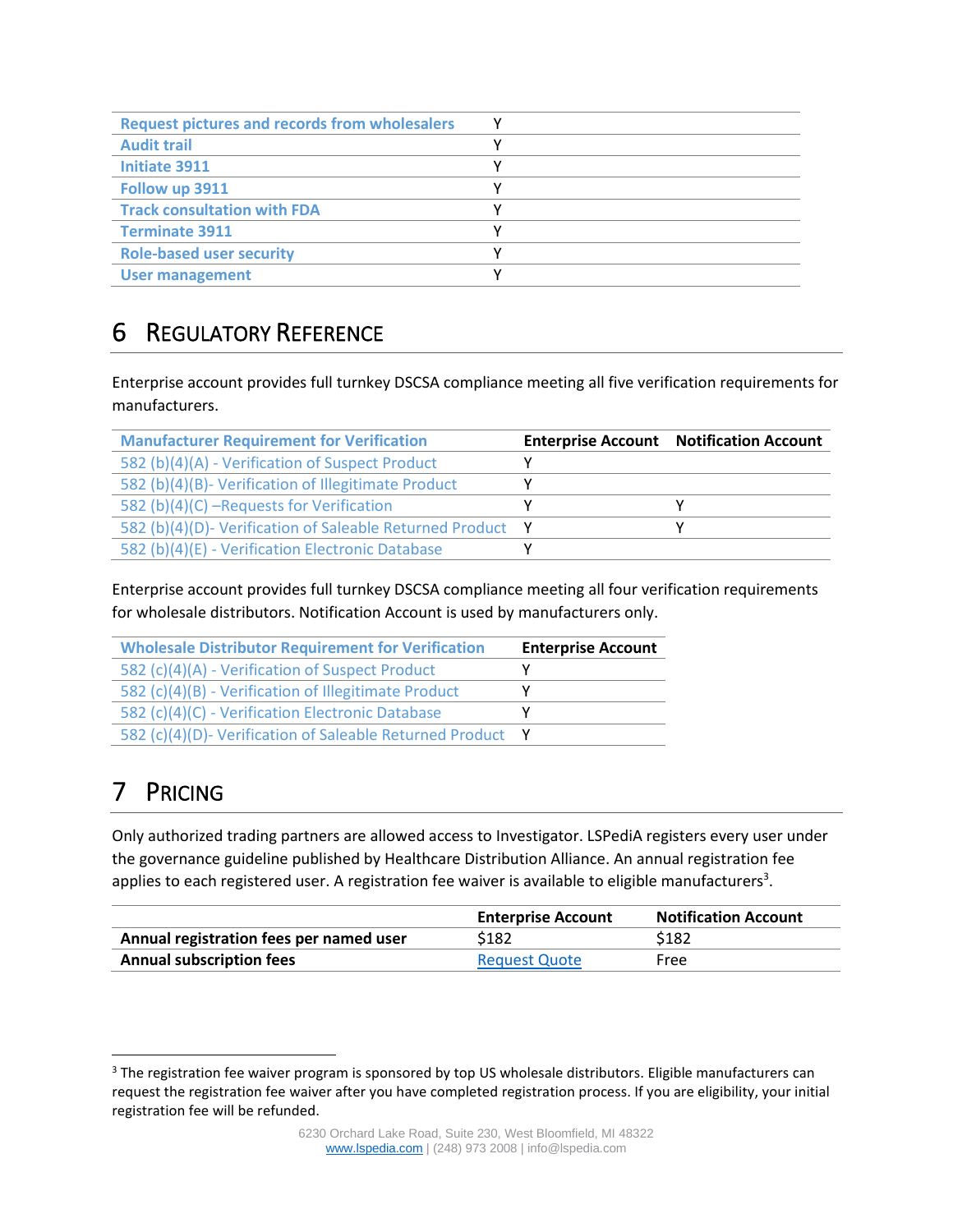| | |
|---|---|
| Request pictures and records from wholesalers | Y |
| Audit trail | Y |
| Initiate 3911 | Y |
| Follow up 3911 | Y |
| Track consultation with FDA | Y |
| Terminate 3911 | Y |
| Role-based user security | Y |
| User management | Y |

# 6 Regulatory Reference

Enterprise account provides full turnkey DSCSA compliance meeting all five verification requirements for manufacturers.

| Manufacturer Requirement for Verification | Enterprise Account | Notification Account |
|---|---|---|
| 582 (b)(4)(A) - Verification of Suspect Product | Y | |
| 582 (b)(4)(B)- Verification of Illegitimate Product | Y | |
| 582 (b)(4)(C) –Requests for Verification | Y | Y |
| 582 (b)(4)(D)- Verification of Saleable Returned Product | Y | Y |
| 582 (b)(4)(E) - Verification Electronic Database | Y | |

Enterprise account provides full turnkey DSCSA compliance meeting all four verification requirements for wholesale distributors. Notification Account is used by manufacturers only.

| Wholesale Distributor Requirement for Verification | Enterprise Account |
|---|---|
| 582 (c)(4)(A) - Verification of Suspect Product | Y |
| 582 (c)(4)(B) - Verification of Illegitimate Product | Y |
| 582 (c)(4)(C) - Verification Electronic Database | Y |
| 582 (c)(4)(D)- Verification of Saleable Returned Product | Y |

# 7 Pricing

Only authorized trading partners are allowed access to Investigator. LSPediA registers every user under the governance guideline published by Healthcare Distribution Alliance. An annual registration fee applies to each registered user. A registration fee waiver is available to eligible manufacturers[3].

| | Enterprise Account | Notification Account |
|---|---|---|
| **Annual registration fees per named user** | $182 | $182 |
| **Annual subscription fees** | Request Quote | Free |

[3] The registration fee waiver program is sponsored by top US wholesale distributors. Eligible manufacturers can request the registration fee waiver after you have completed registration process. If you are eligibility, your initial registration fee will be refunded.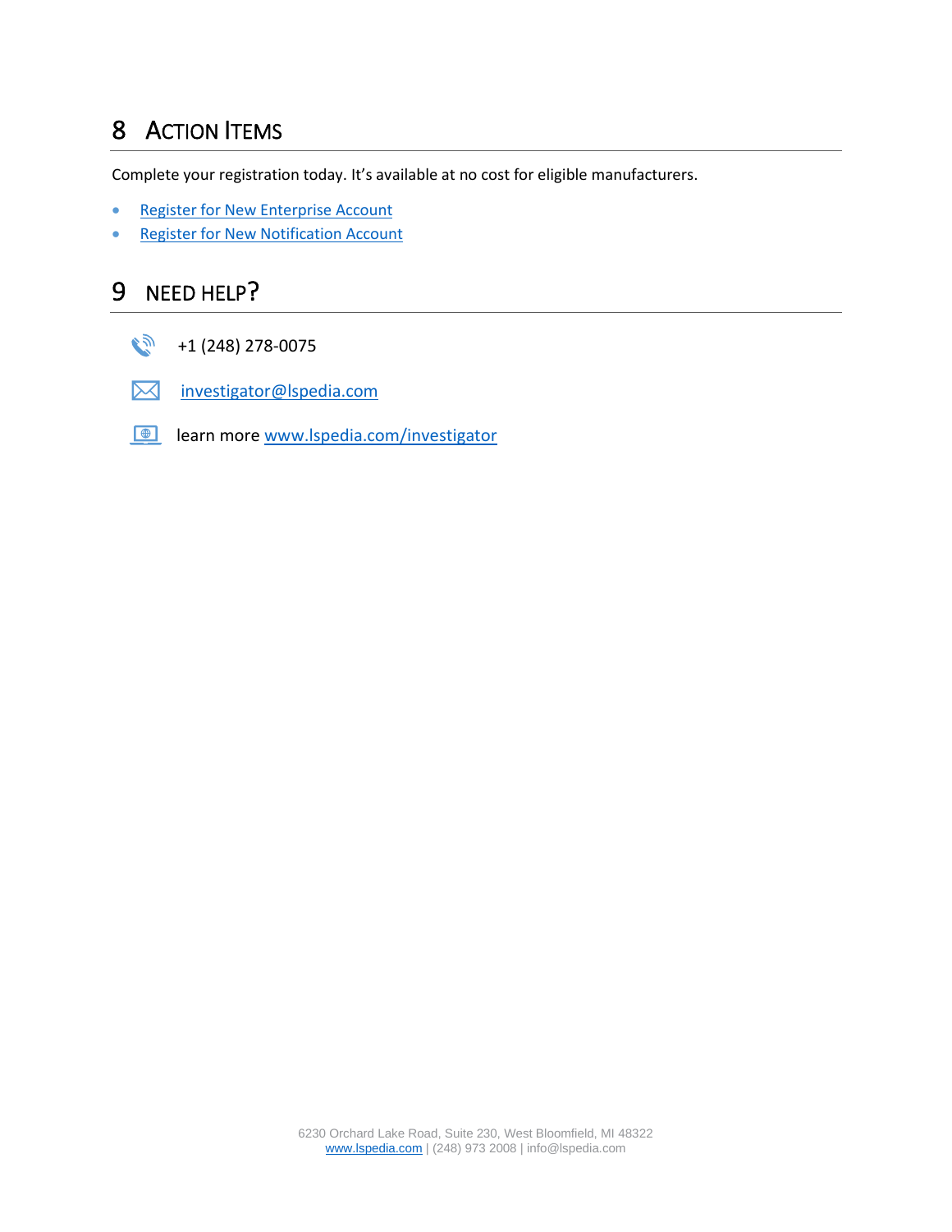# 8 Action Items

Complete your registration today. It's available at no cost for eligible manufacturers.

- Register for New Enterprise Account
- Register for New Notification Account

# 9 NEED HELP?

+1 (248) 278-0075

investigator@lspedia.com

learn more www.lspedia.com/investigator

6230 Orchard Lake Road, Suite 230, West Bloomfield, MI 48322
www.lspedia.com | (248) 973 2008 | info@lspedia.com